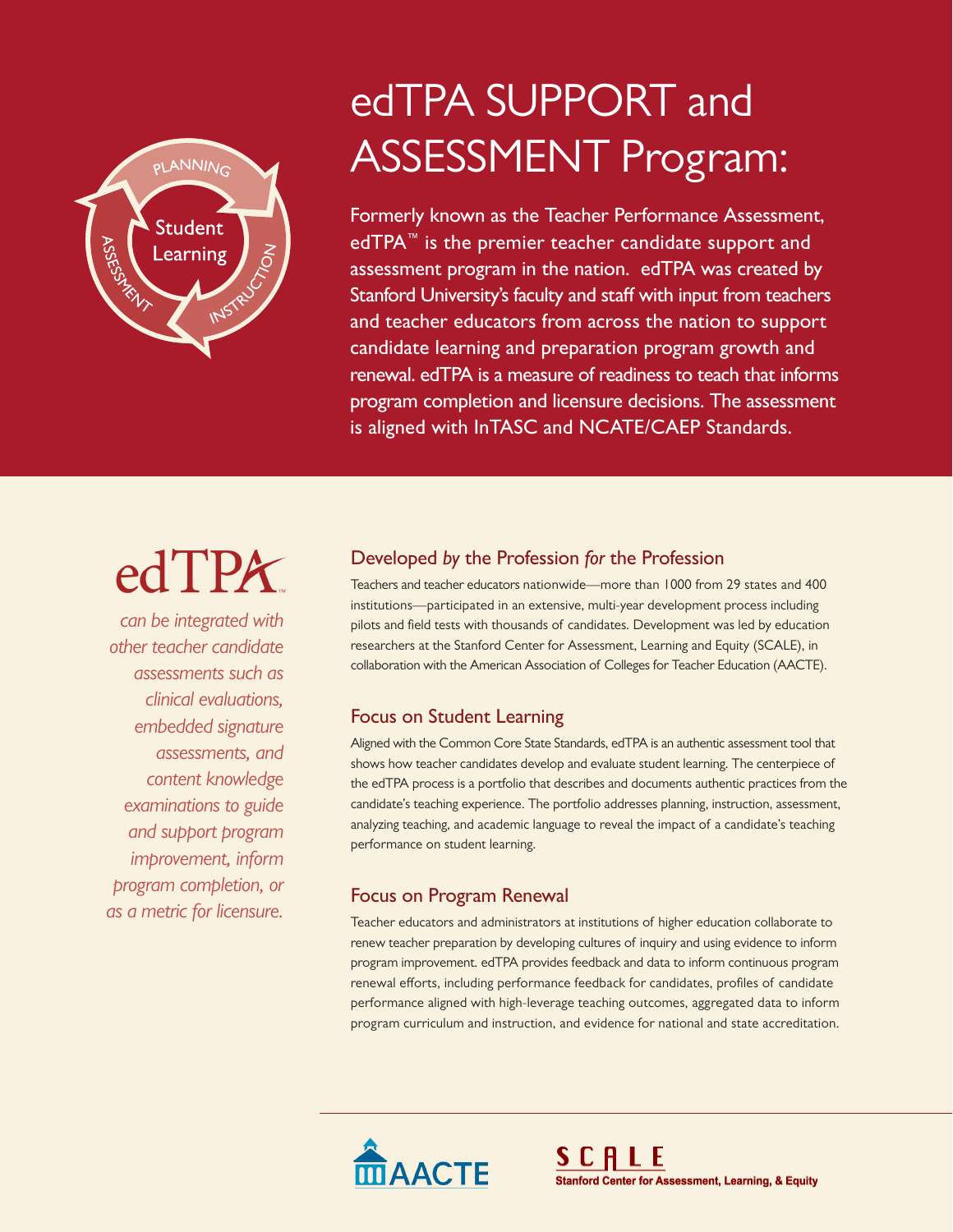# edTPA SUPPORT and ASSESSMENT Program:

Formerly known as the Teacher Performance Assessment, edTPA™ is the premier teacher candidate support and assessment program in the nation. edTPA was created by Stanford University's faculty and staff with input from teachers and teacher educators from across the nation to support candidate learning and preparation program growth and renewal. edTPA is a measure of readiness to teach that informs program completion and licensure decisions. The assessment is aligned with InTASC and NCATE/CAEP Standards.

PLANNING

INSTRUCTION

ASSESSMENT

Student Learning

edTPA™

*can be integrated with other teacher candidate assessments such as clinical evaluations, embedded signature assessments, and content knowledge examinations to guide and support program improvement, inform program completion, or as a metric for licensure.*

## Developed *by* the Profession *for* the Profession

Teachers and teacher educators nationwide—more than 1000 from 29 states and 400 institutions—participated in an extensive, multi-year development process including pilots and field tests with thousands of candidates. Development was led by education researchers at the Stanford Center for Assessment, Learning and Equity (SCALE), in collaboration with the American Association of Colleges for Teacher Education (AACTE).

## Focus on Student Learning

Aligned with the Common Core State Standards, edTPA is an authentic assessment tool that shows how teacher candidates develop and evaluate student learning. The centerpiece of the edTPA process is a portfolio that describes and documents authentic practices from the candidate's teaching experience. The portfolio addresses planning, instruction, assessment, analyzing teaching, and academic language to reveal the impact of a candidate's teaching performance on student learning.

## Focus on Program Renewal

Teacher educators and administrators at institutions of higher education collaborate to renew teacher preparation by developing cultures of inquiry and using evidence to inform program improvement. edTPA provides feedback and data to inform continuous program renewal efforts, including performance feedback for candidates, profiles of candidate performance aligned with high-leverage teaching outcomes, aggregated data to inform program curriculum and instruction, and evidence for national and state accreditation.

AACTE

SCALE
Stanford Center for Assessment, Learning, & Equity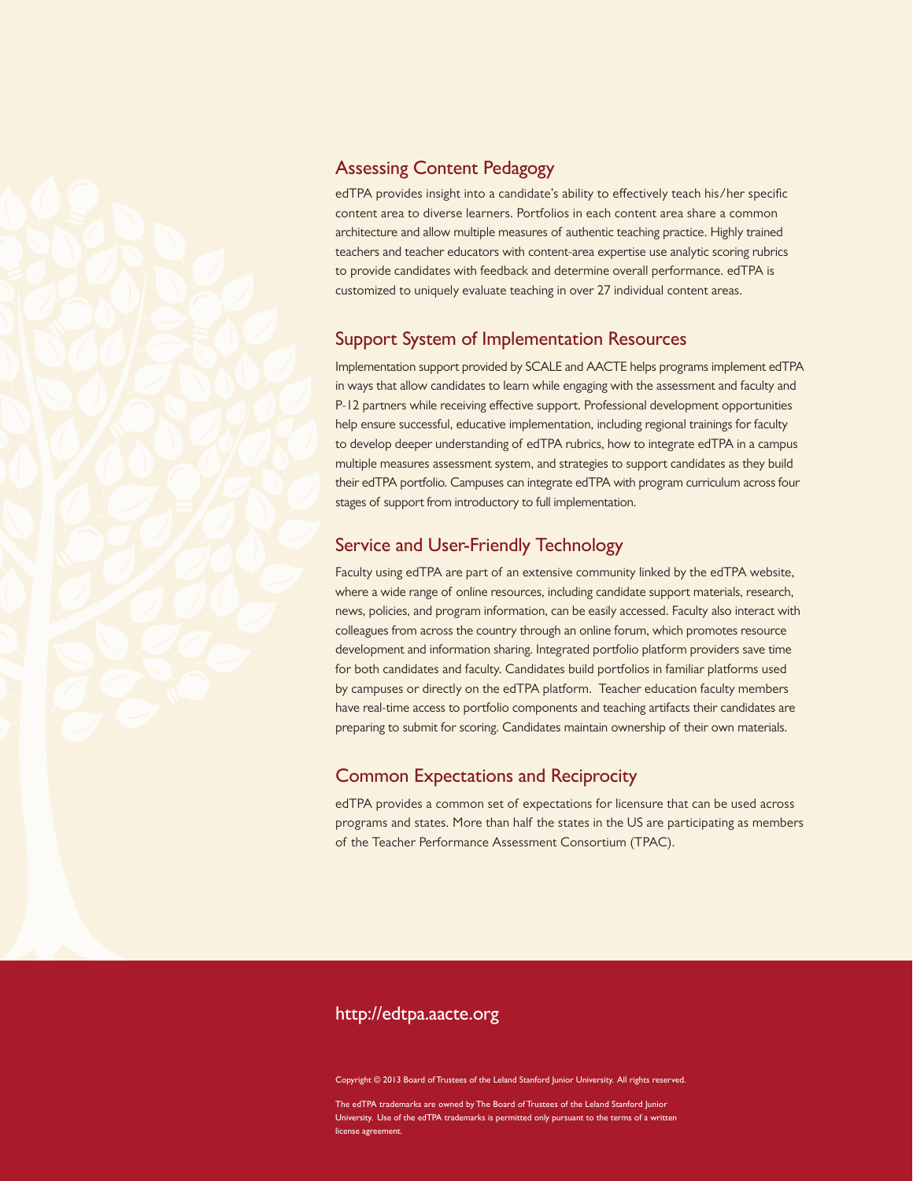## Assessing Content Pedagogy

edTPA provides insight into a candidate's ability to effectively teach his/her specific content area to diverse learners. Portfolios in each content area share a common architecture and allow multiple measures of authentic teaching practice. Highly trained teachers and teacher educators with content-area expertise use analytic scoring rubrics to provide candidates with feedback and determine overall performance. edTPA is customized to uniquely evaluate teaching in over 27 individual content areas.

## Support System of Implementation Resources

Implementation support provided by SCALE and AACTE helps programs implement edTPA in ways that allow candidates to learn while engaging with the assessment and faculty and P-12 partners while receiving effective support. Professional development opportunities help ensure successful, educative implementation, including regional trainings for faculty to develop deeper understanding of edTPA rubrics, how to integrate edTPA in a campus multiple measures assessment system, and strategies to support candidates as they build their edTPA portfolio. Campuses can integrate edTPA with program curriculum across four stages of support from introductory to full implementation.

## Service and User-Friendly Technology

Faculty using edTPA are part of an extensive community linked by the edTPA website, where a wide range of online resources, including candidate support materials, research, news, policies, and program information, can be easily accessed. Faculty also interact with colleagues from across the country through an online forum, which promotes resource development and information sharing. Integrated portfolio platform providers save time for both candidates and faculty. Candidates build portfolios in familiar platforms used by campuses or directly on the edTPA platform. Teacher education faculty members have real-time access to portfolio components and teaching artifacts their candidates are preparing to submit for scoring. Candidates maintain ownership of their own materials.

## Common Expectations and Reciprocity

edTPA provides a common set of expectations for licensure that can be used across programs and states. More than half the states in the US are participating as members of the Teacher Performance Assessment Consortium (TPAC).

http://edtpa.aacte.org

Copyright © 2013 Board of Trustees of the Leland Stanford Junior University. All rights reserved.

The edTPA trademarks are owned by The Board of Trustees of the Leland Stanford Junior University. Use of the edTPA trademarks is permitted only pursuant to the terms of a written license agreement.